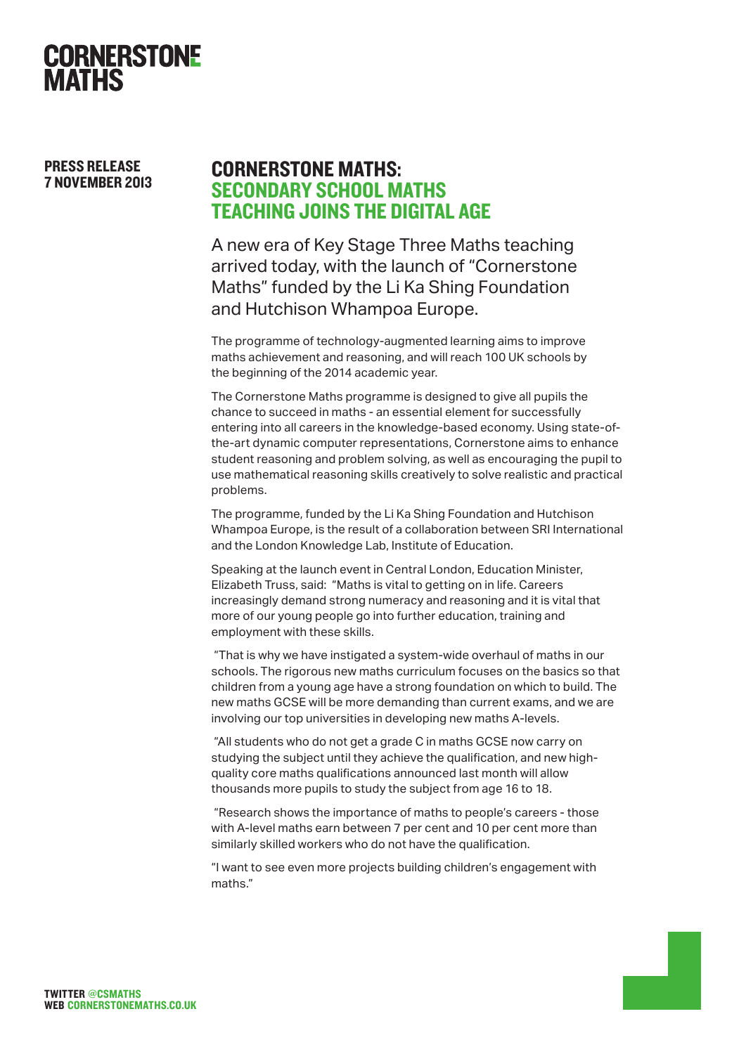# CORNERSTONE MATHS

**PRESS RELEASE**
**7 NOVEMBER 2013**

## CORNERSTONE MATHS: SECONDARY SCHOOL MATHS TEACHING JOINS THE DIGITAL AGE

A new era of Key Stage Three Maths teaching arrived today, with the launch of "Cornerstone Maths" funded by the Li Ka Shing Foundation and Hutchison Whampoa Europe.

The programme of technology-augmented learning aims to improve maths achievement and reasoning, and will reach 100 UK schools by the beginning of the 2014 academic year.

The Cornerstone Maths programme is designed to give all pupils the chance to succeed in maths - an essential element for successfully entering into all careers in the knowledge-based economy. Using state-of-the-art dynamic computer representations, Cornerstone aims to enhance student reasoning and problem solving, as well as encouraging the pupil to use mathematical reasoning skills creatively to solve realistic and practical problems.

The programme, funded by the Li Ka Shing Foundation and Hutchison Whampoa Europe, is the result of a collaboration between SRI International and the London Knowledge Lab, Institute of Education.

Speaking at the launch event in Central London, Education Minister, Elizabeth Truss, said: "Maths is vital to getting on in life. Careers increasingly demand strong numeracy and reasoning and it is vital that more of our young people go into further education, training and employment with these skills.

"That is why we have instigated a system-wide overhaul of maths in our schools. The rigorous new maths curriculum focuses on the basics so that children from a young age have a strong foundation on which to build. The new maths GCSE will be more demanding than current exams, and we are involving our top universities in developing new maths A-levels.

"All students who do not get a grade C in maths GCSE now carry on studying the subject until they achieve the qualification, and new high-quality core maths qualifications announced last month will allow thousands more pupils to study the subject from age 16 to 18.

"Research shows the importance of maths to people's careers - those with A-level maths earn between 7 per cent and 10 per cent more than similarly skilled workers who do not have the qualification.

"I want to see even more projects building children's engagement with maths."

**TWITTER @CSMATHS**
**WEB CORNERSTONEMATHS.CO.UK**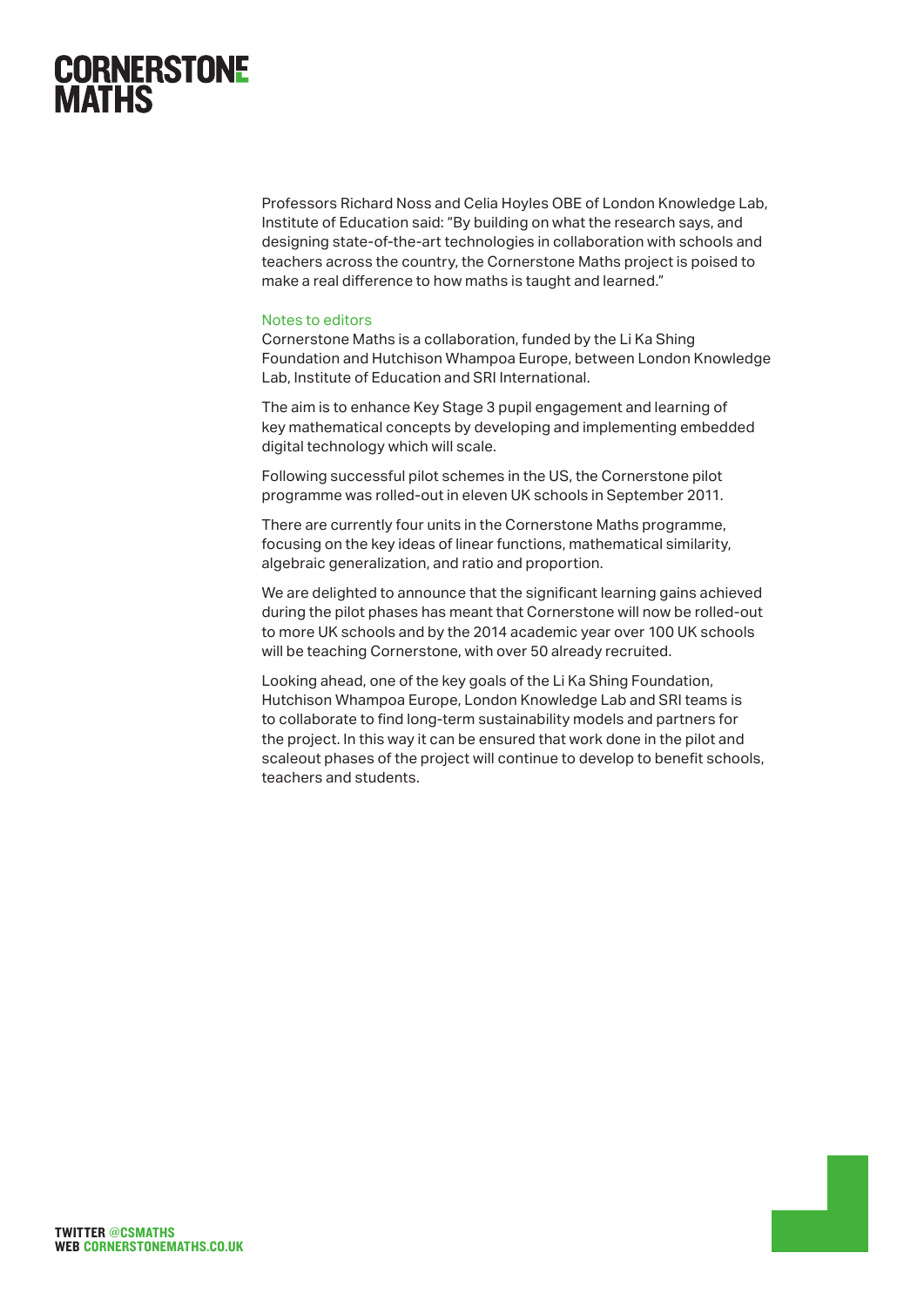Professors Richard Noss and Celia Hoyles OBE of London Knowledge Lab, Institute of Education said: "By building on what the research says, and designing state-of-the-art technologies in collaboration with schools and teachers across the country, the Cornerstone Maths project is poised to make a real difference to how maths is taught and learned."

## Notes to editors

Cornerstone Maths is a collaboration, funded by the Li Ka Shing Foundation and Hutchison Whampoa Europe, between London Knowledge Lab, Institute of Education and SRI International.

The aim is to enhance Key Stage 3 pupil engagement and learning of key mathematical concepts by developing and implementing embedded digital technology which will scale.

Following successful pilot schemes in the US, the Cornerstone pilot programme was rolled-out in eleven UK schools in September 2011.

There are currently four units in the Cornerstone Maths programme, focusing on the key ideas of linear functions, mathematical similarity, algebraic generalization, and ratio and proportion.

We are delighted to announce that the significant learning gains achieved during the pilot phases has meant that Cornerstone will now be rolled-out to more UK schools and by the 2014 academic year over 100 UK schools will be teaching Cornerstone, with over 50 already recruited.

Looking ahead, one of the key goals of the Li Ka Shing Foundation, Hutchison Whampoa Europe, London Knowledge Lab and SRI teams is to collaborate to find long-term sustainability models and partners for the project. In this way it can be ensured that work done in the pilot and scaleout phases of the project will continue to develop to benefit schools, teachers and students.